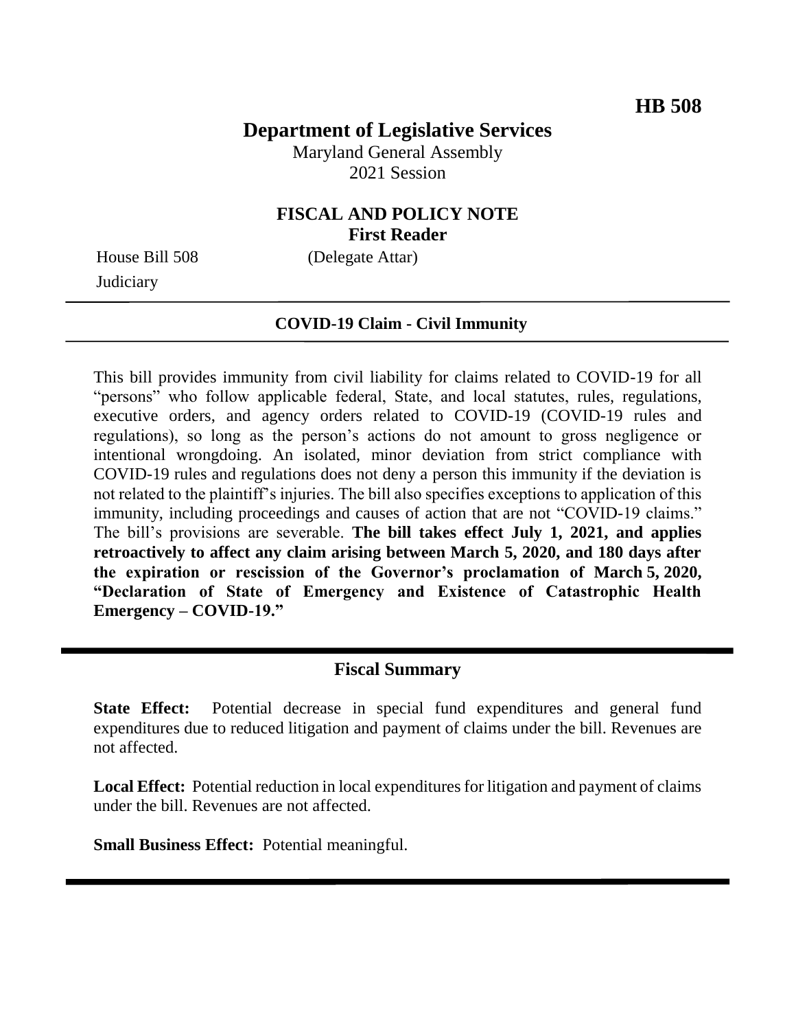**HB 508**

# Department of Legislative Services

Maryland General Assembly
2021 Session

## FISCAL AND POLICY NOTE
**First Reader**

House Bill 508 (Delegate Attar)
Judiciary

**COVID-19 Claim - Civil Immunity**

This bill provides immunity from civil liability for claims related to COVID-19 for all "persons" who follow applicable federal, State, and local statutes, rules, regulations, executive orders, and agency orders related to COVID-19 (COVID-19 rules and regulations), so long as the person's actions do not amount to gross negligence or intentional wrongdoing. An isolated, minor deviation from strict compliance with COVID-19 rules and regulations does not deny a person this immunity if the deviation is not related to the plaintiff's injuries. The bill also specifies exceptions to application of this immunity, including proceedings and causes of action that are not "COVID-19 claims." The bill's provisions are severable. **The bill takes effect July 1, 2021, and applies retroactively to affect any claim arising between March 5, 2020, and 180 days after the expiration or rescission of the Governor's proclamation of March 5, 2020, "Declaration of State of Emergency and Existence of Catastrophic Health Emergency – COVID-19."**

## Fiscal Summary

**State Effect:** Potential decrease in special fund expenditures and general fund expenditures due to reduced litigation and payment of claims under the bill. Revenues are not affected.

**Local Effect:** Potential reduction in local expenditures for litigation and payment of claims under the bill. Revenues are not affected.

**Small Business Effect:** Potential meaningful.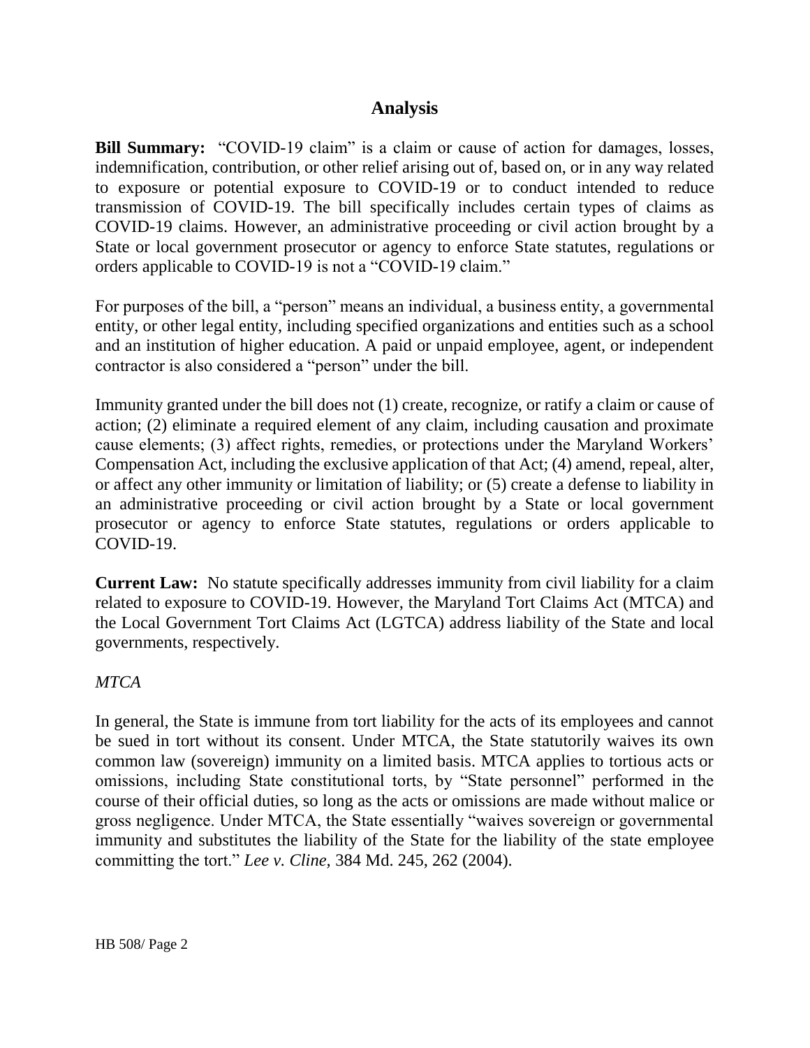## Analysis

**Bill Summary:** "COVID-19 claim" is a claim or cause of action for damages, losses, indemnification, contribution, or other relief arising out of, based on, or in any way related to exposure or potential exposure to COVID-19 or to conduct intended to reduce transmission of COVID-19. The bill specifically includes certain types of claims as COVID-19 claims. However, an administrative proceeding or civil action brought by a State or local government prosecutor or agency to enforce State statutes, regulations or orders applicable to COVID-19 is not a "COVID-19 claim."

For purposes of the bill, a "person" means an individual, a business entity, a governmental entity, or other legal entity, including specified organizations and entities such as a school and an institution of higher education. A paid or unpaid employee, agent, or independent contractor is also considered a "person" under the bill.

Immunity granted under the bill does not (1) create, recognize, or ratify a claim or cause of action; (2) eliminate a required element of any claim, including causation and proximate cause elements; (3) affect rights, remedies, or protections under the Maryland Workers' Compensation Act, including the exclusive application of that Act; (4) amend, repeal, alter, or affect any other immunity or limitation of liability; or (5) create a defense to liability in an administrative proceeding or civil action brought by a State or local government prosecutor or agency to enforce State statutes, regulations or orders applicable to COVID-19.

**Current Law:** No statute specifically addresses immunity from civil liability for a claim related to exposure to COVID-19. However, the Maryland Tort Claims Act (MTCA) and the Local Government Tort Claims Act (LGTCA) address liability of the State and local governments, respectively.

*MTCA*

In general, the State is immune from tort liability for the acts of its employees and cannot be sued in tort without its consent. Under MTCA, the State statutorily waives its own common law (sovereign) immunity on a limited basis. MTCA applies to tortious acts or omissions, including State constitutional torts, by "State personnel" performed in the course of their official duties, so long as the acts or omissions are made without malice or gross negligence. Under MTCA, the State essentially "waives sovereign or governmental immunity and substitutes the liability of the State for the liability of the state employee committing the tort." *Lee v. Cline*, 384 Md. 245, 262 (2004).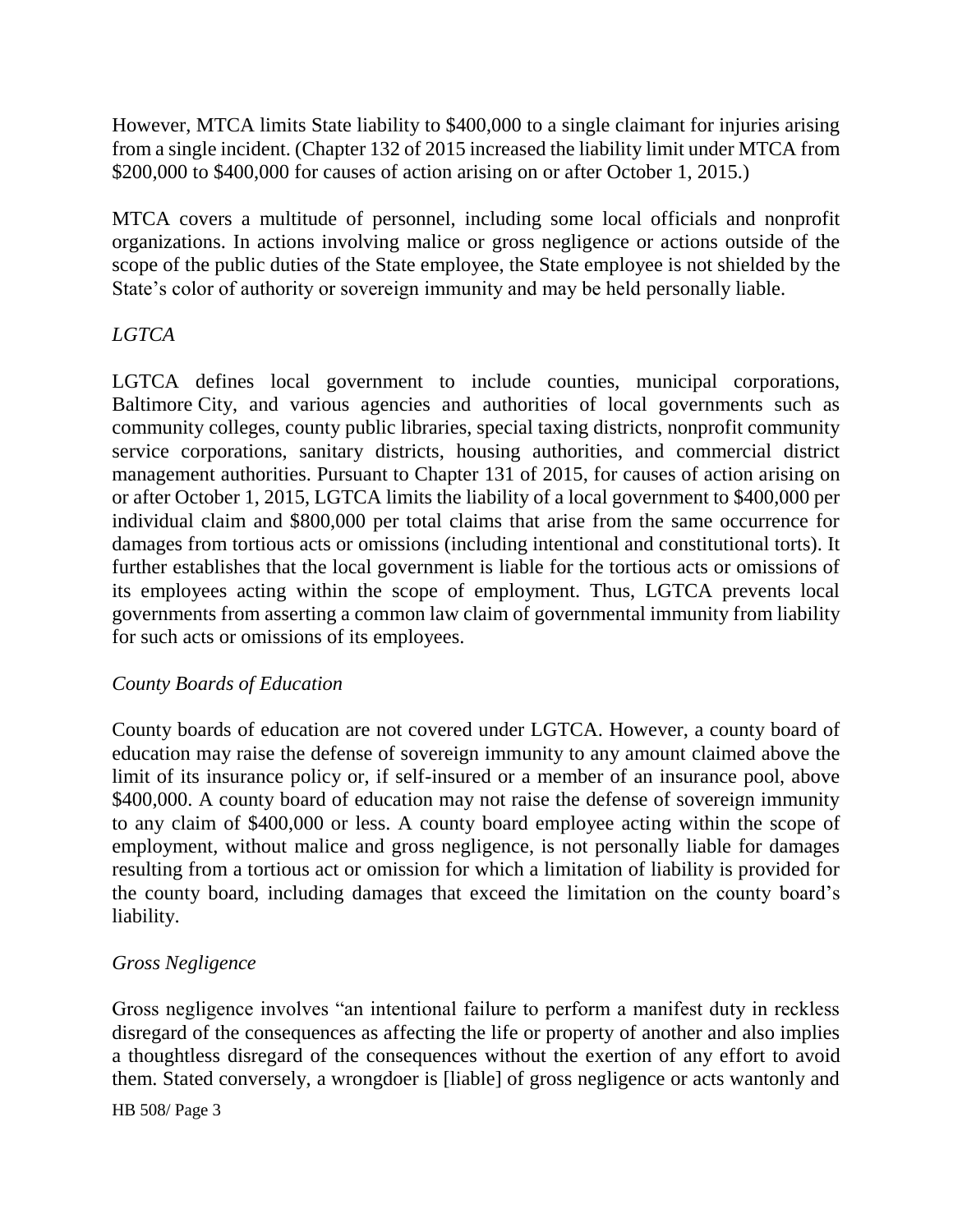However, MTCA limits State liability to $400,000 to a single claimant for injuries arising from a single incident. (Chapter 132 of 2015 increased the liability limit under MTCA from $200,000 to $400,000 for causes of action arising on or after October 1, 2015.)

MTCA covers a multitude of personnel, including some local officials and nonprofit organizations. In actions involving malice or gross negligence or actions outside of the scope of the public duties of the State employee, the State employee is not shielded by the State's color of authority or sovereign immunity and may be held personally liable.

*LGTCA*

LGTCA defines local government to include counties, municipal corporations, Baltimore City, and various agencies and authorities of local governments such as community colleges, county public libraries, special taxing districts, nonprofit community service corporations, sanitary districts, housing authorities, and commercial district management authorities. Pursuant to Chapter 131 of 2015, for causes of action arising on or after October 1, 2015, LGTCA limits the liability of a local government to $400,000 per individual claim and $800,000 per total claims that arise from the same occurrence for damages from tortious acts or omissions (including intentional and constitutional torts). It further establishes that the local government is liable for the tortious acts or omissions of its employees acting within the scope of employment. Thus, LGTCA prevents local governments from asserting a common law claim of governmental immunity from liability for such acts or omissions of its employees.

*County Boards of Education*

County boards of education are not covered under LGTCA. However, a county board of education may raise the defense of sovereign immunity to any amount claimed above the limit of its insurance policy or, if self-insured or a member of an insurance pool, above $400,000. A county board of education may not raise the defense of sovereign immunity to any claim of $400,000 or less. A county board employee acting within the scope of employment, without malice and gross negligence, is not personally liable for damages resulting from a tortious act or omission for which a limitation of liability is provided for the county board, including damages that exceed the limitation on the county board's liability.

*Gross Negligence*

Gross negligence involves "an intentional failure to perform a manifest duty in reckless disregard of the consequences as affecting the life or property of another and also implies a thoughtless disregard of the consequences without the exertion of any effort to avoid them. Stated conversely, a wrongdoer is [liable] of gross negligence or acts wantonly and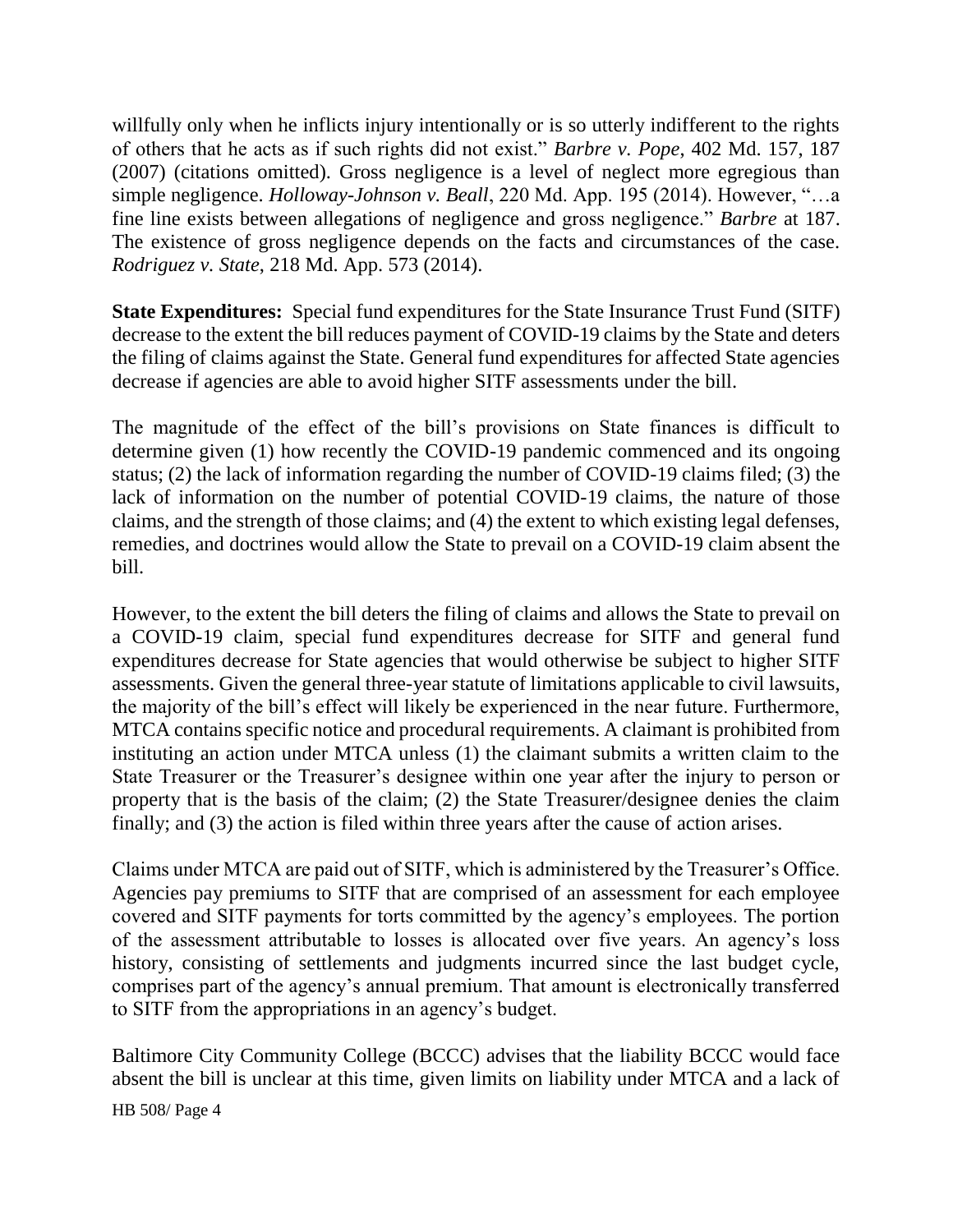willfully only when he inflicts injury intentionally or is so utterly indifferent to the rights of others that he acts as if such rights did not exist." *Barbre v. Pope*, 402 Md. 157, 187 (2007) (citations omitted). Gross negligence is a level of neglect more egregious than simple negligence. *Holloway-Johnson v. Beall*, 220 Md. App. 195 (2014). However, "…a fine line exists between allegations of negligence and gross negligence." *Barbre* at 187. The existence of gross negligence depends on the facts and circumstances of the case. *Rodriguez v. State*, 218 Md. App. 573 (2014).

**State Expenditures:** Special fund expenditures for the State Insurance Trust Fund (SITF) decrease to the extent the bill reduces payment of COVID-19 claims by the State and deters the filing of claims against the State. General fund expenditures for affected State agencies decrease if agencies are able to avoid higher SITF assessments under the bill.

The magnitude of the effect of the bill's provisions on State finances is difficult to determine given (1) how recently the COVID-19 pandemic commenced and its ongoing status; (2) the lack of information regarding the number of COVID-19 claims filed; (3) the lack of information on the number of potential COVID-19 claims, the nature of those claims, and the strength of those claims; and (4) the extent to which existing legal defenses, remedies, and doctrines would allow the State to prevail on a COVID-19 claim absent the bill.

However, to the extent the bill deters the filing of claims and allows the State to prevail on a COVID-19 claim, special fund expenditures decrease for SITF and general fund expenditures decrease for State agencies that would otherwise be subject to higher SITF assessments. Given the general three-year statute of limitations applicable to civil lawsuits, the majority of the bill's effect will likely be experienced in the near future. Furthermore, MTCA contains specific notice and procedural requirements. A claimant is prohibited from instituting an action under MTCA unless (1) the claimant submits a written claim to the State Treasurer or the Treasurer's designee within one year after the injury to person or property that is the basis of the claim; (2) the State Treasurer/designee denies the claim finally; and (3) the action is filed within three years after the cause of action arises.

Claims under MTCA are paid out of SITF, which is administered by the Treasurer's Office. Agencies pay premiums to SITF that are comprised of an assessment for each employee covered and SITF payments for torts committed by the agency's employees. The portion of the assessment attributable to losses is allocated over five years. An agency's loss history, consisting of settlements and judgments incurred since the last budget cycle, comprises part of the agency's annual premium. That amount is electronically transferred to SITF from the appropriations in an agency's budget.

Baltimore City Community College (BCCC) advises that the liability BCCC would face absent the bill is unclear at this time, given limits on liability under MTCA and a lack of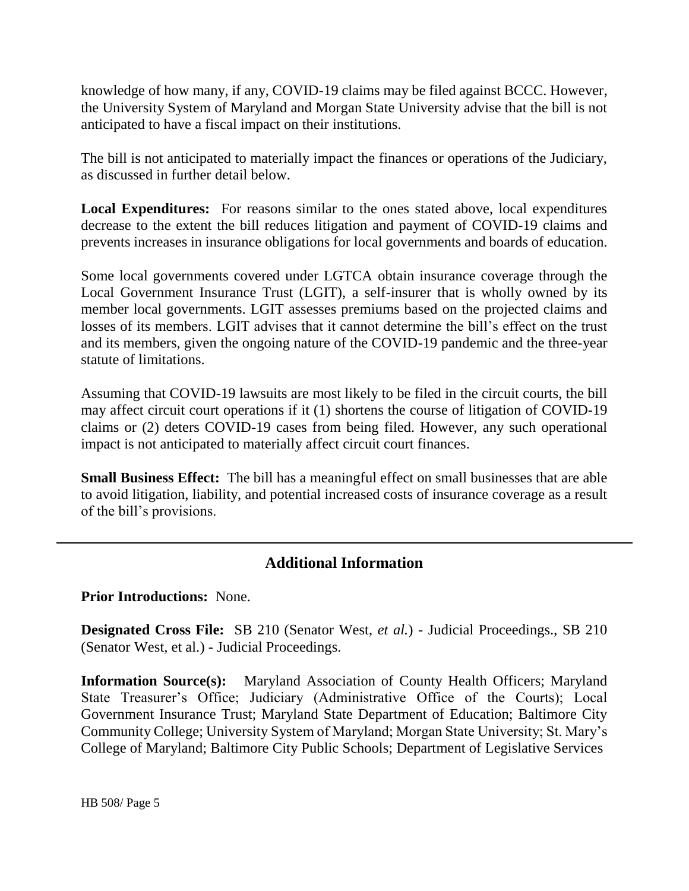knowledge of how many, if any, COVID-19 claims may be filed against BCCC. However, the University System of Maryland and Morgan State University advise that the bill is not anticipated to have a fiscal impact on their institutions.

The bill is not anticipated to materially impact the finances or operations of the Judiciary, as discussed in further detail below.

**Local Expenditures:** For reasons similar to the ones stated above, local expenditures decrease to the extent the bill reduces litigation and payment of COVID-19 claims and prevents increases in insurance obligations for local governments and boards of education.

Some local governments covered under LGTCA obtain insurance coverage through the Local Government Insurance Trust (LGIT), a self-insurer that is wholly owned by its member local governments. LGIT assesses premiums based on the projected claims and losses of its members. LGIT advises that it cannot determine the bill's effect on the trust and its members, given the ongoing nature of the COVID-19 pandemic and the three-year statute of limitations.

Assuming that COVID-19 lawsuits are most likely to be filed in the circuit courts, the bill may affect circuit court operations if it (1) shortens the course of litigation of COVID-19 claims or (2) deters COVID-19 cases from being filed. However, any such operational impact is not anticipated to materially affect circuit court finances.

**Small Business Effect:** The bill has a meaningful effect on small businesses that are able to avoid litigation, liability, and potential increased costs of insurance coverage as a result of the bill's provisions.

---

## Additional Information

**Prior Introductions:** None.

**Designated Cross File:** SB 210 (Senator West, *et al.*) - Judicial Proceedings., SB 210 (Senator West, et al.) - Judicial Proceedings.

**Information Source(s):** Maryland Association of County Health Officers; Maryland State Treasurer's Office; Judiciary (Administrative Office of the Courts); Local Government Insurance Trust; Maryland State Department of Education; Baltimore City Community College; University System of Maryland; Morgan State University; St. Mary's College of Maryland; Baltimore City Public Schools; Department of Legislative Services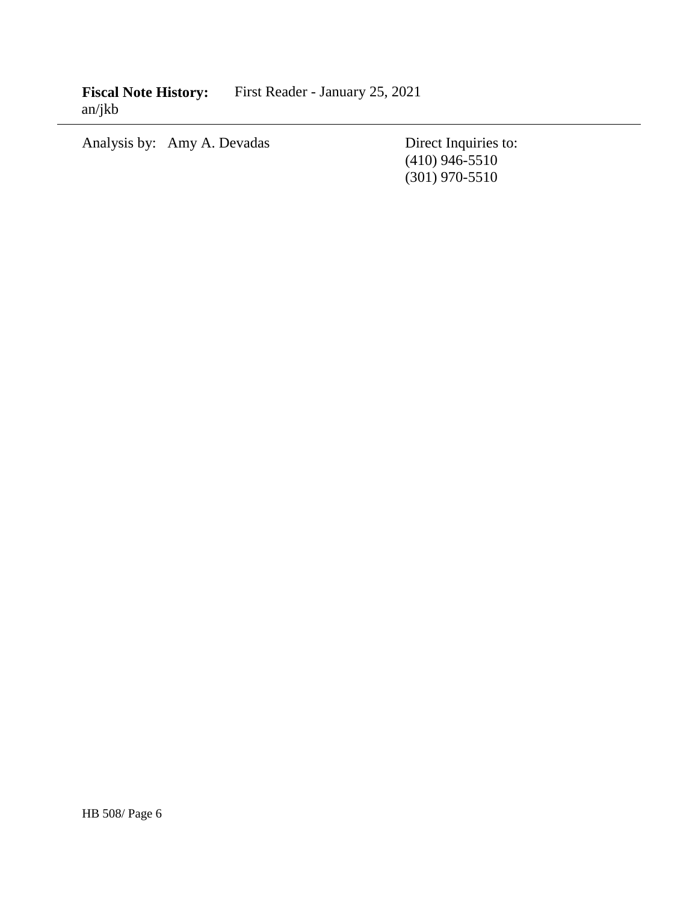**Fiscal Note History:** First Reader - January 25, 2021
an/jkb

---

Analysis by: Amy A. Devadas

Direct Inquiries to:
(410) 946-5510
(301) 970-5510